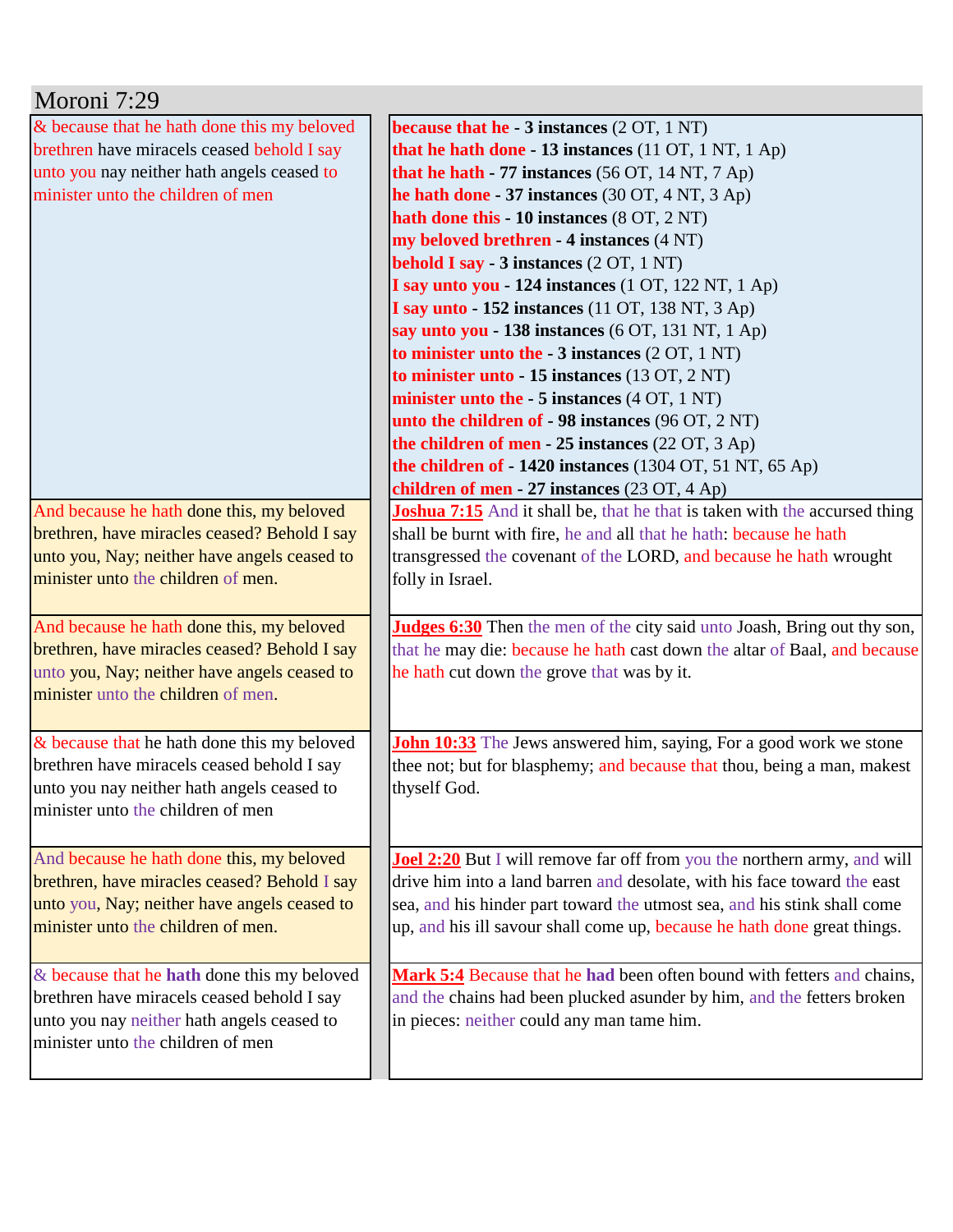# Moroni 7:29

| | |
|---|---|
| & because that he hath done this my beloved brethren have miracels ceased behold I say unto you nay neither hath angels ceased to minister unto the children of men | **because that he - 3 instances** (2 OT, 1 NT)<br>**that he hath done - 13 instances** (11 OT, 1 NT, 1 Ap)<br>**that he hath - 77 instances** (56 OT, 14 NT, 7 Ap)<br>**he hath done - 37 instances** (30 OT, 4 NT, 3 Ap)<br>**hath done this - 10 instances** (8 OT, 2 NT)<br>**my beloved brethren - 4 instances** (4 NT)<br>**behold I say - 3 instances** (2 OT, 1 NT)<br>**I say unto you - 124 instances** (1 OT, 122 NT, 1 Ap)<br>**I say unto - 152 instances** (11 OT, 138 NT, 3 Ap)<br>**say unto you - 138 instances** (6 OT, 131 NT, 1 Ap)<br>**to minister unto the - 3 instances** (2 OT, 1 NT)<br>**to minister unto - 15 instances** (13 OT, 2 NT)<br>**minister unto the - 5 instances** (4 OT, 1 NT)<br>**unto the children of - 98 instances** (96 OT, 2 NT)<br>**the children of men - 25 instances** (22 OT, 3 Ap)<br>**the children of - 1420 instances** (1304 OT, 51 NT, 65 Ap)<br>**children of men - 27 instances** (23 OT, 4 Ap) |
| And because he hath done this, my beloved brethren, have miracles ceased? Behold I say unto you, Nay; neither have angels ceased to minister unto the children of men. | **Joshua 7:15** And it shall be, that he that is taken with the accursed thing shall be burnt with fire, he and all that he hath: because he hath transgressed the covenant of the LORD, and because he hath wrought folly in Israel. |
| And because he hath done this, my beloved brethren, have miracles ceased? Behold I say unto you, Nay; neither have angels ceased to minister unto the children of men. | **Judges 6:30** Then the men of the city said unto Joash, Bring out thy son, that he may die: because he hath cast down the altar of Baal, and because he hath cut down the grove that was by it. |
| & because that he hath done this my beloved brethren have miracels ceased behold I say unto you nay neither hath angels ceased to minister unto the children of men | **John 10:33** The Jews answered him, saying, For a good work we stone thee not; but for blasphemy; and because that thou, being a man, makest thyself God. |
| And because he hath done this, my beloved brethren, have miracles ceased? Behold I say unto you, Nay; neither have angels ceased to minister unto the children of men. | **Joel 2:20** But I will remove far off from you the northern army, and will drive him into a land barren and desolate, with his face toward the east sea, and his hinder part toward the utmost sea, and his stink shall come up, and his ill savour shall come up, because he hath done great things. |
| & because that he **hath** done this my beloved brethren have miracels ceased behold I say unto you nay neither hath angels ceased to minister unto the children of men | **Mark 5:4** Because that he **had** been often bound with fetters and chains, and the chains had been plucked asunder by him, and the fetters broken in pieces: neither could any man tame him. |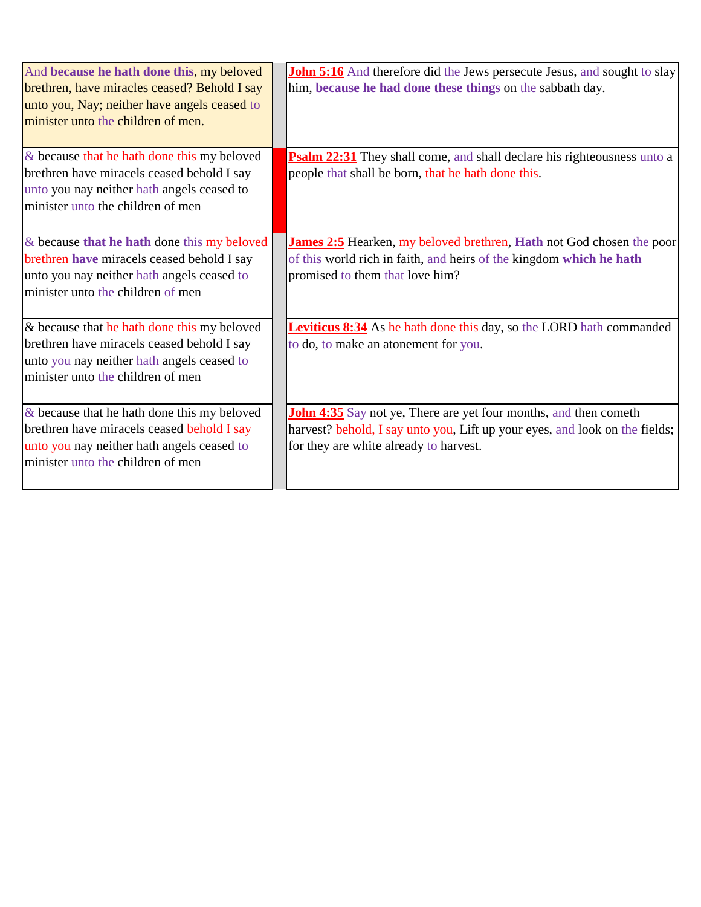| | | |
|---|---|---|
| And **because he hath done this**, my beloved brethren, have miracles ceased? Behold I say unto you, Nay; neither have angels ceased to minister unto the children of men. | | **John 5:16** And therefore did the Jews persecute Jesus, and sought to slay him, **because he had done these things** on the sabbath day. |
| & because that he hath done this my beloved brethren have miracels ceased behold I say unto you nay neither hath angels ceased to minister unto the children of men | | **Psalm 22:31** They shall come, and shall declare his righteousness unto a people that shall be born, that he hath done this. |
| & because **that he hath** done this my beloved brethren **have** miracels ceased behold I say unto you nay neither hath angels ceased to minister unto the children of men | | **James 2:5** Hearken, my beloved brethren, **Hath** not God chosen the poor of this world rich in faith, and heirs of the kingdom **which he hath** promised to them that love him? |
| & because that he hath done this my beloved brethren have miracels ceased behold I say unto you nay neither hath angels ceased to minister unto the children of men | | **Leviticus 8:34** As he hath done this day, so the LORD hath commanded to do, to make an atonement for you. |
| & because that he hath done this my beloved brethren have miracels ceased behold I say unto you nay neither hath angels ceased to minister unto the children of men | | **John 4:35** Say not ye, There are yet four months, and then cometh harvest? behold, I say unto you, Lift up your eyes, and look on the fields; for they are white already to harvest. |